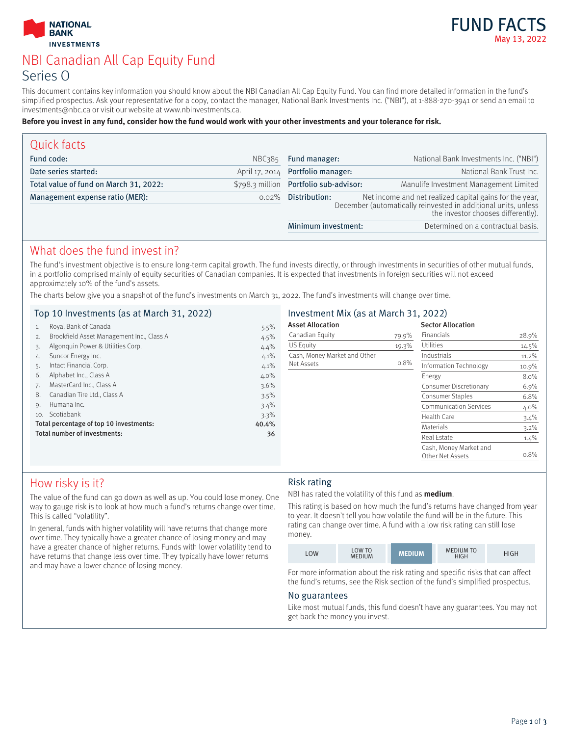NATIONAL BANK INVESTMENTS

# FUND FACTS

May 13, 2022

# NBI Canadian All Cap Equity Fund

## Series O

This document contains key information you should know about the NBI Canadian All Cap Equity Fund. You can find more detailed information in the fund's simplified prospectus. Ask your representative for a copy, contact the manager, National Bank Investments Inc. ("NBI"), at 1-888-270-3941 or send an email to investments@nbc.ca or visit our website at www.nbinvestments.ca.

**Before you invest in any fund, consider how the fund would work with your other investments and your tolerance for risk.**

## Quick facts

| | | | |
|---|---|---|---|
| **Fund code:** | NBC385 | **Fund manager:** | National Bank Investments Inc. ("NBI") |
| **Date series started:** | April 17, 2014 | **Portfolio manager:** | National Bank Trust Inc. |
| **Total value of fund on March 31, 2022:** | $798.3 million | **Portfolio sub-advisor:** | Manulife Investment Management Limited |
| **Management expense ratio (MER):** | 0.02% | **Distribution:** | Net income and net realized capital gains for the year, December (automatically reinvested in additional units, unless the investor chooses differently). |
| | | **Minimum investment:** | Determined on a contractual basis. |

## What does the fund invest in?

The fund's investment objective is to ensure long-term capital growth. The fund invests directly, or through investments in securities of other mutual funds, in a portfolio comprised mainly of equity securities of Canadian companies. It is expected that investments in foreign securities will not exceed approximately 10% of the fund's assets.

The charts below give you a snapshot of the fund's investments on March 31, 2022. The fund's investments will change over time.

### Top 10 Investments (as at March 31, 2022)

| | | |
|---|---|---|
| 1. | Royal Bank of Canada | 5.5% |
| 2. | Brookfield Asset Management Inc., Class A | 4.5% |
| 3. | Algonquin Power & Utilities Corp. | 4.4% |
| 4. | Suncor Energy Inc. | 4.1% |
| 5. | Intact Financial Corp. | 4.1% |
| 6. | Alphabet Inc., Class A | 4.0% |
| 7. | MasterCard Inc., Class A | 3.6% |
| 8. | Canadian Tire Ltd., Class A | 3.5% |
| 9. | Humana Inc. | 3.4% |
| 10. | Scotiabank | 3.3% |
| | **Total percentage of top 10 investments:** | **40.4%** |
| | **Total number of investments:** | **36** |

### Investment Mix (as at March 31, 2022)

**Asset Allocation**

| | |
|---|---|
| Canadian Equity | 79.9% |
| US Equity | 19.3% |
| Cash, Money Market and Other Net Assets | 0.8% |

**Sector Allocation**

| | |
|---|---|
| Financials | 28.9% |
| Utilities | 14.5% |
| Industrials | 11.2% |
| Information Technology | 10.9% |
| Energy | 8.0% |
| Consumer Discretionary | 6.9% |
| Consumer Staples | 6.8% |
| Communication Services | 4.0% |
| Health Care | 3.4% |
| Materials | 3.2% |
| Real Estate | 1.4% |
| Cash, Money Market and Other Net Assets | 0.8% |

## How risky is it?

The value of the fund can go down as well as up. You could lose money. One way to gauge risk is to look at how much a fund's returns change over time. This is called "volatility".

In general, funds with higher volatility will have returns that change more over time. They typically have a greater chance of losing money and may have a greater chance of higher returns. Funds with lower volatility tend to have returns that change less over time. They typically have lower returns and may have a lower chance of losing money.

### Risk rating

NBI has rated the volatility of this fund as **medium**.

This rating is based on how much the fund's returns have changed from year to year. It doesn't tell you how volatile the fund will be in the future. This rating can change over time. A fund with a low risk rating can still lose money.

| LOW | LOW TO MEDIUM | **MEDIUM** | MEDIUM TO HIGH | HIGH |
|---|---|---|---|---|

For more information about the risk rating and specific risks that can affect the fund's returns, see the Risk section of the fund's simplified prospectus.

### No guarantees

Like most mutual funds, this fund doesn't have any guarantees. You may not get back the money you invest.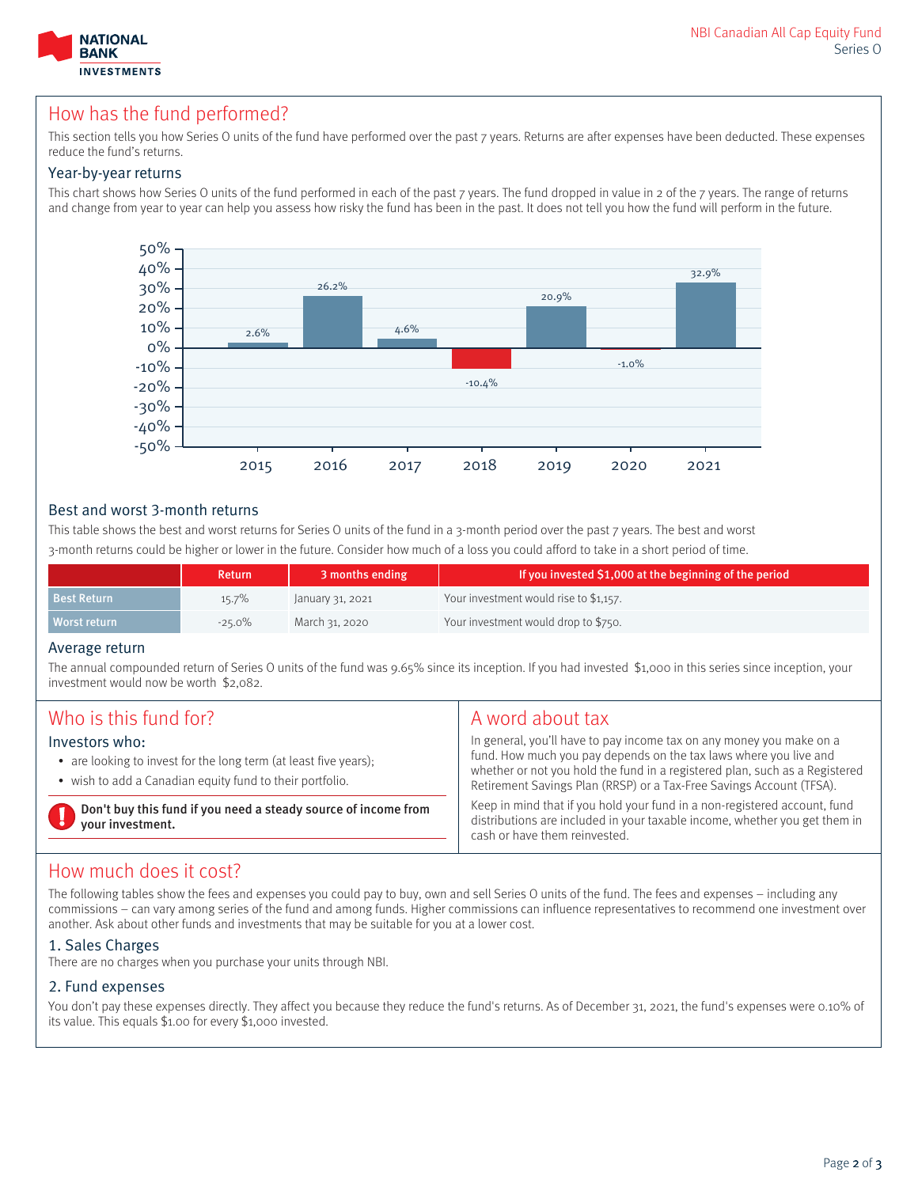## How has the fund performed?

This section tells you how Series O units of the fund have performed over the past 7 years. Returns are after expenses have been deducted. These expenses reduce the fund's returns.

### Year-by-year returns

This chart shows how Series O units of the fund performed in each of the past 7 years. The fund dropped in value in 2 of the 7 years. The range of returns and change from year to year can help you assess how risky the fund has been in the past. It does not tell you how the fund will perform in the future.

| Year | Return |
|---|---|
| 2015 | 2.6% |
| 2016 | 26.2% |
| 2017 | 4.6% |
| 2018 | -10.4% |
| 2019 | 20.9% |
| 2020 | -1.0% |
| 2021 | 32.9% |

### Best and worst 3-month returns

This table shows the best and worst returns for Series O units of the fund in a 3-month period over the past 7 years. The best and worst 3-month returns could be higher or lower in the future. Consider how much of a loss you could afford to take in a short period of time.

| | Return | 3 months ending | If you invested $1,000 at the beginning of the period |
|---|---|---|---|
| Best Return | 15.7% | January 31, 2021 | Your investment would rise to $1,157. |
| Worst return | -25.0% | March 31, 2020 | Your investment would drop to $750. |

### Average return

The annual compounded return of Series O units of the fund was 9.65% since its inception. If you had invested $1,000 in this series since inception, your investment would now be worth $2,082.

## Who is this fund for?

### Investors who:

- are looking to invest for the long term (at least five years);
- wish to add a Canadian equity fund to their portfolio.

**Don't buy this fund if you need a steady source of income from your investment.**

## A word about tax

In general, you'll have to pay income tax on any money you make on a fund. How much you pay depends on the tax laws where you live and whether or not you hold the fund in a registered plan, such as a Registered Retirement Savings Plan (RRSP) or a Tax-Free Savings Account (TFSA).

Keep in mind that if you hold your fund in a non-registered account, fund distributions are included in your taxable income, whether you get them in cash or have them reinvested.

## How much does it cost?

The following tables show the fees and expenses you could pay to buy, own and sell Series O units of the fund. The fees and expenses – including any commissions – can vary among series of the fund and among funds. Higher commissions can influence representatives to recommend one investment over another. Ask about other funds and investments that may be suitable for you at a lower cost.

### 1. Sales Charges

There are no charges when you purchase your units through NBI.

### 2. Fund expenses

You don't pay these expenses directly. They affect you because they reduce the fund's returns. As of December 31, 2021, the fund's expenses were 0.10% of its value. This equals $1.00 for every $1,000 invested.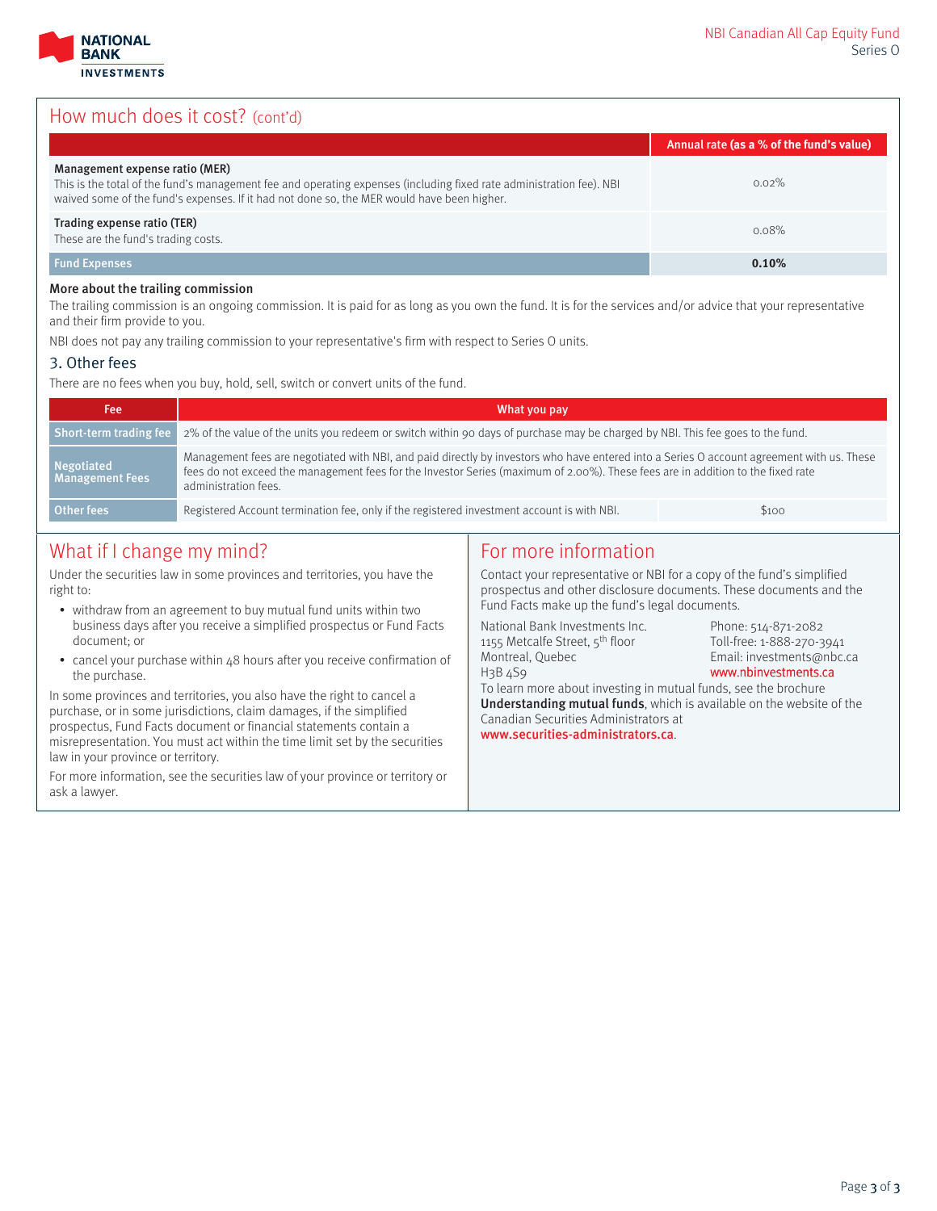## How much does it cost? (cont'd)

| | Annual rate (as a % of the fund's value) |
|---|---|
| **Management expense ratio (MER)**<br>This is the total of the fund's management fee and operating expenses (including fixed rate administration fee). NBI waived some of the fund's expenses. If it had not done so, the MER would have been higher. | 0.02% |
| **Trading expense ratio (TER)**<br>These are the fund's trading costs. | 0.08% |
| **Fund Expenses** | **0.10%** |

**More about the trailing commission**

The trailing commission is an ongoing commission. It is paid for as long as you own the fund. It is for the services and/or advice that your representative and their firm provide to you.

NBI does not pay any trailing commission to your representative's firm with respect to Series O units.

### 3. Other fees

There are no fees when you buy, hold, sell, switch or convert units of the fund.

| Fee | What you pay | |
|---|---|---|
| Short-term trading fee | 2% of the value of the units you redeem or switch within 90 days of purchase may be charged by NBI. This fee goes to the fund. | |
| Negotiated Management Fees | Management fees are negotiated with NBI, and paid directly by investors who have entered into a Series O account agreement with us. These fees do not exceed the management fees for the Investor Series (maximum of 2.00%). These fees are in addition to the fixed rate administration fees. | |
| Other fees | Registered Account termination fee, only if the registered investment account is with NBI. | $100 |

## What if I change my mind?

Under the securities law in some provinces and territories, you have the right to:

- withdraw from an agreement to buy mutual fund units within two business days after you receive a simplified prospectus or Fund Facts document; or
- cancel your purchase within 48 hours after you receive confirmation of the purchase.

In some provinces and territories, you also have the right to cancel a purchase, or in some jurisdictions, claim damages, if the simplified prospectus, Fund Facts document or financial statements contain a misrepresentation. You must act within the time limit set by the securities law in your province or territory.

For more information, see the securities law of your province or territory or ask a lawyer.

## For more information

Contact your representative or NBI for a copy of the fund's simplified prospectus and other disclosure documents. These documents and the Fund Facts make up the fund's legal documents.

National Bank Investments Inc.
1155 Metcalfe Street, 5th floor
Montreal, Quebec
H3B 4S9

Phone: 514-871-2082
Toll-free: 1-888-270-3941
Email: investments@nbc.ca
www.nbinvestments.ca

To learn more about investing in mutual funds, see the brochure **Understanding mutual funds**, which is available on the website of the Canadian Securities Administrators at www.securities-administrators.ca.